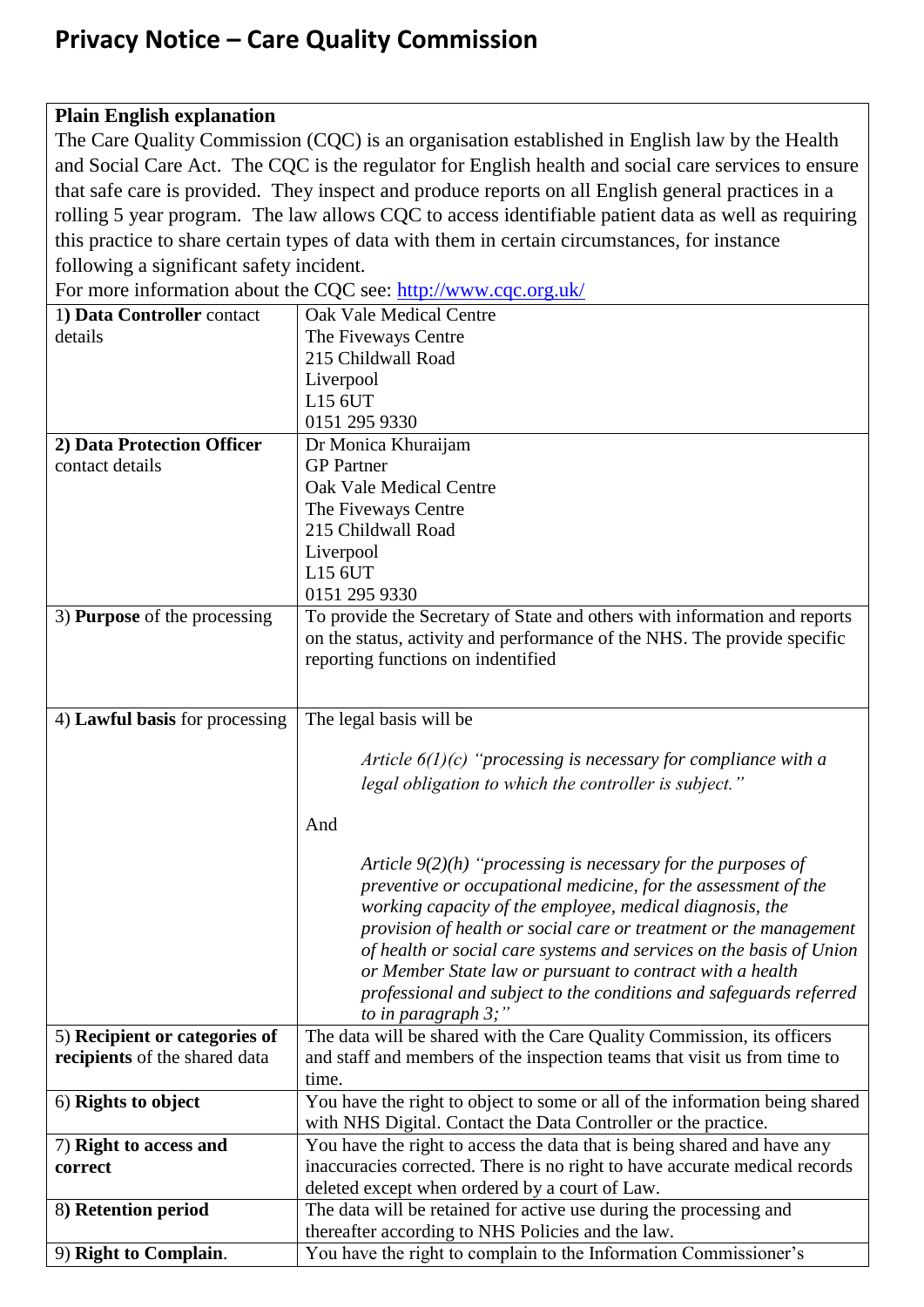# Privacy Notice – Care Quality Commission

| **Plain English explanation**<br>The Care Quality Commission (CQC) is an organisation established in English law by the Health and Social Care Act. The CQC is the regulator for English health and social care services to ensure that safe care is provided. They inspect and produce reports on all English general practices in a rolling 5 year program. The law allows CQC to access identifiable patient data as well as requiring this practice to share certain types of data with them in certain circumstances, for instance following a significant safety incident.<br>For more information about the CQC see: [http://www.cqc.org.uk/](http://www.cqc.org.uk/) | |
|---|---|
| 1) **Data Controller** contact details | Oak Vale Medical Centre<br>The Fiveways Centre<br>215 Childwall Road<br>Liverpool<br>L15 6UT<br>0151 295 9330 |
| **2) Data Protection Officer** contact details | Dr Monica Khuraijam<br>GP Partner<br>Oak Vale Medical Centre<br>The Fiveways Centre<br>215 Childwall Road<br>Liverpool<br>L15 6UT<br>0151 295 9330 |
| 3) **Purpose** of the processing | To provide the Secretary of State and others with information and reports on the status, activity and performance of the NHS. The provide specific reporting functions on indentified |
| 4) **Lawful basis** for processing | The legal basis will be<br><br>*Article 6(1)(c) "processing is necessary for compliance with a legal obligation to which the controller is subject."*<br><br>And<br><br>*Article 9(2)(h) "processing is necessary for the purposes of preventive or occupational medicine, for the assessment of the working capacity of the employee, medical diagnosis, the provision of health or social care or treatment or the management of health or social care systems and services on the basis of Union or Member State law or pursuant to contract with a health professional and subject to the conditions and safeguards referred to in paragraph 3;"* |
| 5) **Recipient or categories of recipients** of the shared data | The data will be shared with the Care Quality Commission, its officers and staff and members of the inspection teams that visit us from time to time. |
| 6) **Rights to object** | You have the right to object to some or all of the information being shared with NHS Digital. Contact the Data Controller or the practice. |
| 7) **Right to access and correct** | You have the right to access the data that is being shared and have any inaccuracies corrected. There is no right to have accurate medical records deleted except when ordered by a court of Law. |
| 8) **Retention period** | The data will be retained for active use during the processing and thereafter according to NHS Policies and the law. |
| 9) **Right to Complain**. | You have the right to complain to the Information Commissioner's |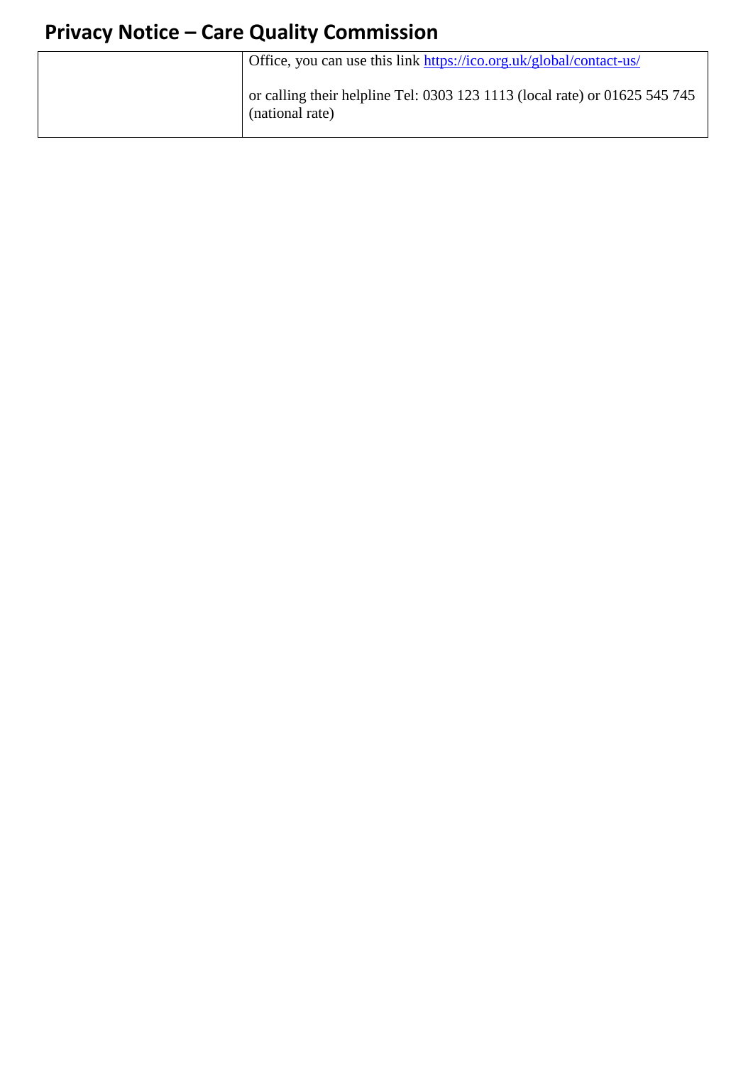| | |
|---|---|
| | Office, you can use this link https://ico.org.uk/global/contact-us/<br><br>or calling their helpline Tel: 0303 123 1113 (local rate) or 01625 545 745 (national rate) |